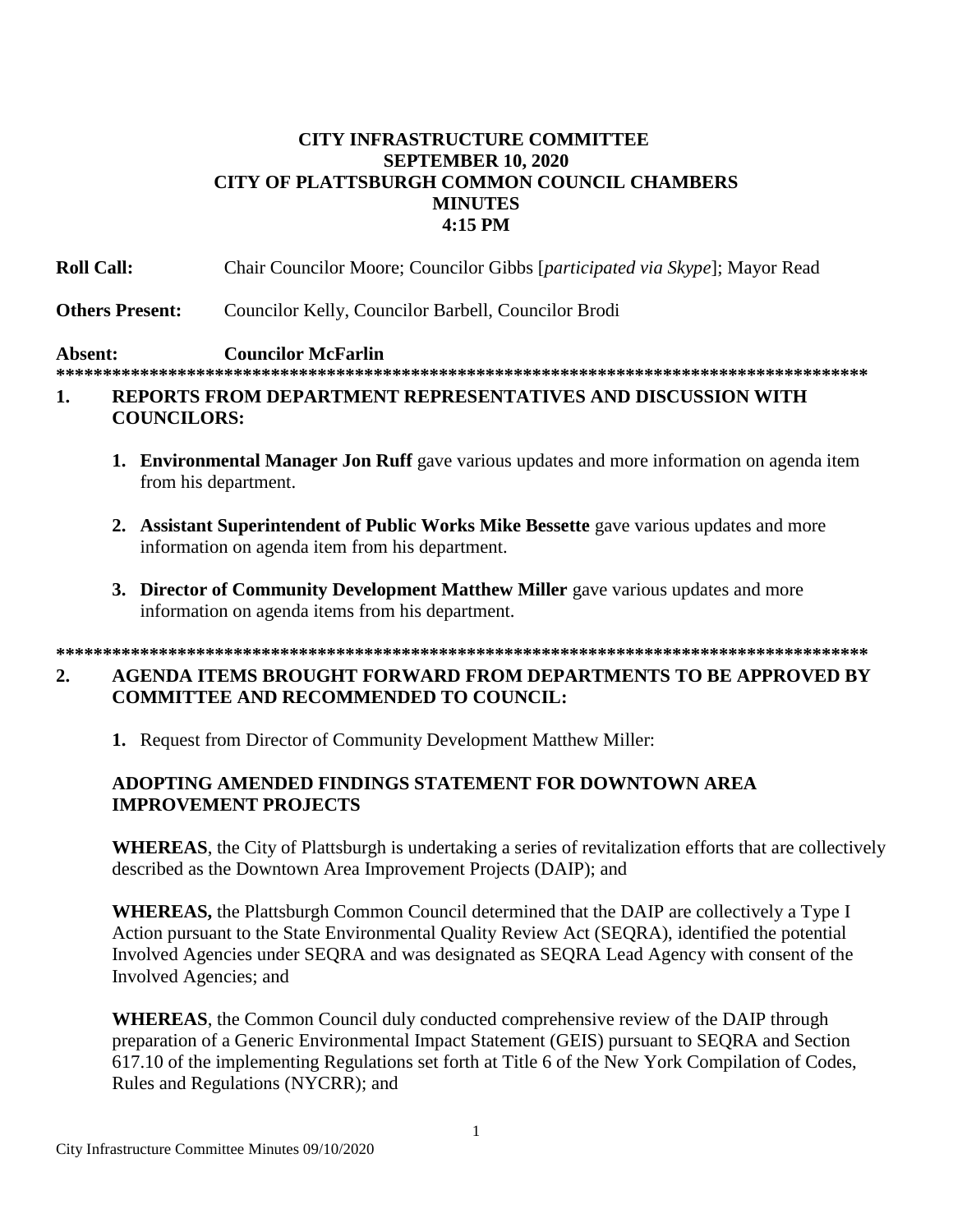**CITY INFRASTRUCTURE COMMITTEE**
**SEPTEMBER 10, 2020**
**CITY OF PLATTSBURGH COMMON COUNCIL CHAMBERS**
**MINUTES**
**4:15 PM**

**Roll Call:** Chair Councilor Moore; Councilor Gibbs [*participated via Skype*]; Mayor Read

**Others Present:** Councilor Kelly, Councilor Barbell, Councilor Brodi

**Absent:** **Councilor McFarlin**

****************************************************************************************

## 1. REPORTS FROM DEPARTMENT REPRESENTATIVES AND DISCUSSION WITH COUNCILORS:

1. **Environmental Manager Jon Ruff** gave various updates and more information on agenda item from his department.
2. **Assistant Superintendent of Public Works Mike Bessette** gave various updates and more information on agenda item from his department.
3. **Director of Community Development Matthew Miller** gave various updates and more information on agenda items from his department.

****************************************************************************************

## 2. AGENDA ITEMS BROUGHT FORWARD FROM DEPARTMENTS TO BE APPROVED BY COMMITTEE AND RECOMMENDED TO COUNCIL:

1. Request from Director of Community Development Matthew Miller:

**ADOPTING AMENDED FINDINGS STATEMENT FOR DOWNTOWN AREA IMPROVEMENT PROJECTS**

**WHEREAS**, the City of Plattsburgh is undertaking a series of revitalization efforts that are collectively described as the Downtown Area Improvement Projects (DAIP); and

**WHEREAS,** the Plattsburgh Common Council determined that the DAIP are collectively a Type I Action pursuant to the State Environmental Quality Review Act (SEQRA), identified the potential Involved Agencies under SEQRA and was designated as SEQRA Lead Agency with consent of the Involved Agencies; and

**WHEREAS**, the Common Council duly conducted comprehensive review of the DAIP through preparation of a Generic Environmental Impact Statement (GEIS) pursuant to SEQRA and Section 617.10 of the implementing Regulations set forth at Title 6 of the New York Compilation of Codes, Rules and Regulations (NYCRR); and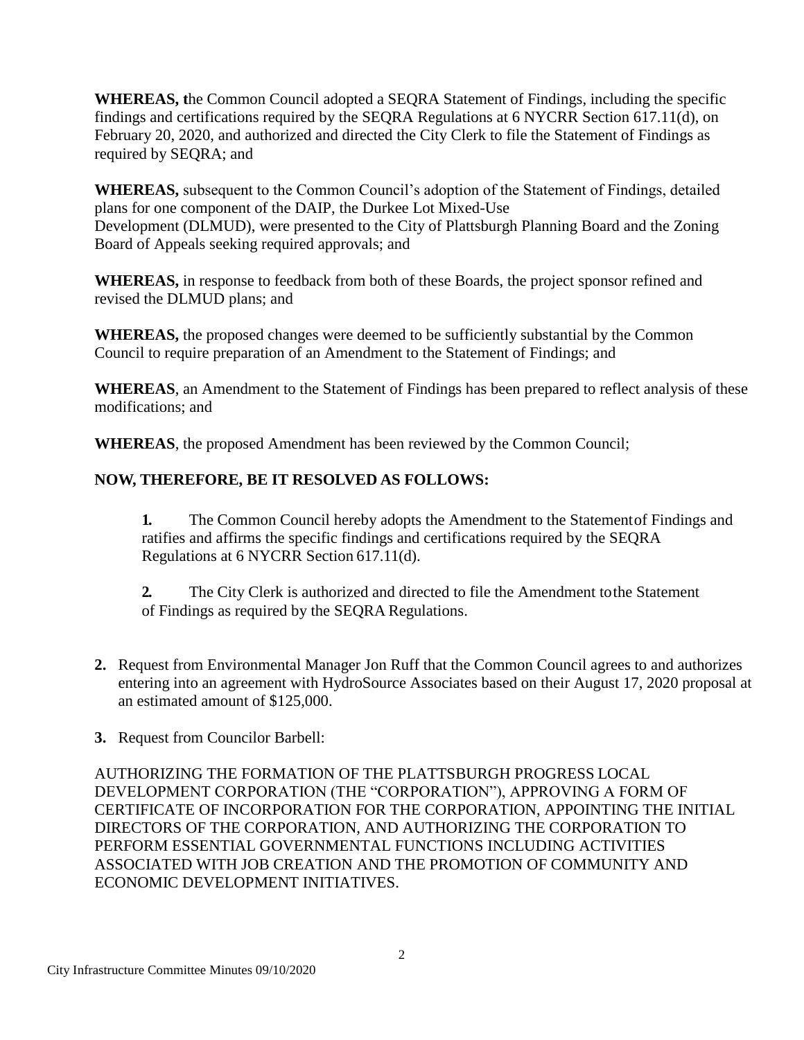**WHEREAS, t**he Common Council adopted a SEQRA Statement of Findings, including the specific findings and certifications required by the SEQRA Regulations at 6 NYCRR Section 617.11(d), on February 20, 2020, and authorized and directed the City Clerk to file the Statement of Findings as required by SEQRA; and

**WHEREAS,** subsequent to the Common Council's adoption of the Statement of Findings, detailed plans for one component of the DAIP, the Durkee Lot Mixed-Use Development (DLMUD), were presented to the City of Plattsburgh Planning Board and the Zoning Board of Appeals seeking required approvals; and

**WHEREAS,** in response to feedback from both of these Boards, the project sponsor refined and revised the DLMUD plans; and

**WHEREAS,** the proposed changes were deemed to be sufficiently substantial by the Common Council to require preparation of an Amendment to the Statement of Findings; and

**WHEREAS**, an Amendment to the Statement of Findings has been prepared to reflect analysis of these modifications; and

**WHEREAS**, the proposed Amendment has been reviewed by the Common Council;

**NOW, THEREFORE, BE IT RESOLVED AS FOLLOWS:**

> **1.** The Common Council hereby adopts the Amendment to the Statement of Findings and ratifies and affirms the specific findings and certifications required by the SEQRA Regulations at 6 NYCRR Section 617.11(d).
>
> **2.** The City Clerk is authorized and directed to file the Amendment to the Statement of Findings as required by the SEQRA Regulations.

**2.** Request from Environmental Manager Jon Ruff that the Common Council agrees to and authorizes entering into an agreement with HydroSource Associates based on their August 17, 2020 proposal at an estimated amount of $125,000.

**3.** Request from Councilor Barbell:

AUTHORIZING THE FORMATION OF THE PLATTSBURGH PROGRESS LOCAL DEVELOPMENT CORPORATION (THE "CORPORATION"), APPROVING A FORM OF CERTIFICATE OF INCORPORATION FOR THE CORPORATION, APPOINTING THE INITIAL DIRECTORS OF THE CORPORATION, AND AUTHORIZING THE CORPORATION TO PERFORM ESSENTIAL GOVERNMENTAL FUNCTIONS INCLUDING ACTIVITIES ASSOCIATED WITH JOB CREATION AND THE PROMOTION OF COMMUNITY AND ECONOMIC DEVELOPMENT INITIATIVES.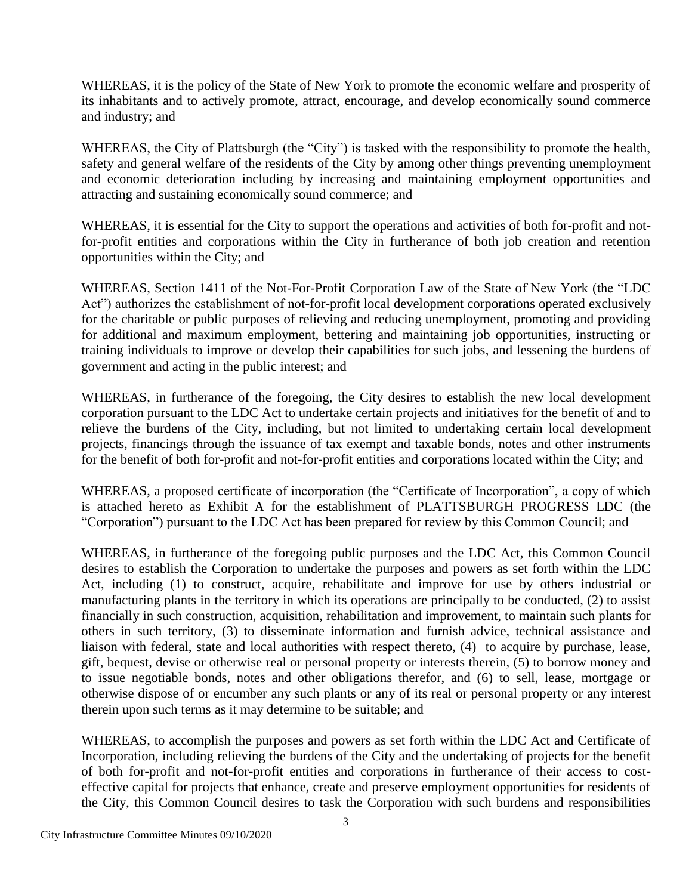WHEREAS, it is the policy of the State of New York to promote the economic welfare and prosperity of its inhabitants and to actively promote, attract, encourage, and develop economically sound commerce and industry; and

WHEREAS, the City of Plattsburgh (the "City") is tasked with the responsibility to promote the health, safety and general welfare of the residents of the City by among other things preventing unemployment and economic deterioration including by increasing and maintaining employment opportunities and attracting and sustaining economically sound commerce; and

WHEREAS, it is essential for the City to support the operations and activities of both for-profit and not-for-profit entities and corporations within the City in furtherance of both job creation and retention opportunities within the City; and

WHEREAS, Section 1411 of the Not-For-Profit Corporation Law of the State of New York (the "LDC Act") authorizes the establishment of not-for-profit local development corporations operated exclusively for the charitable or public purposes of relieving and reducing unemployment, promoting and providing for additional and maximum employment, bettering and maintaining job opportunities, instructing or training individuals to improve or develop their capabilities for such jobs, and lessening the burdens of government and acting in the public interest; and

WHEREAS, in furtherance of the foregoing, the City desires to establish the new local development corporation pursuant to the LDC Act to undertake certain projects and initiatives for the benefit of and to relieve the burdens of the City, including, but not limited to undertaking certain local development projects, financings through the issuance of tax exempt and taxable bonds, notes and other instruments for the benefit of both for-profit and not-for-profit entities and corporations located within the City; and

WHEREAS, a proposed certificate of incorporation (the "Certificate of Incorporation", a copy of which is attached hereto as Exhibit A for the establishment of PLATTSBURGH PROGRESS LDC (the "Corporation") pursuant to the LDC Act has been prepared for review by this Common Council; and

WHEREAS, in furtherance of the foregoing public purposes and the LDC Act, this Common Council desires to establish the Corporation to undertake the purposes and powers as set forth within the LDC Act, including (1) to construct, acquire, rehabilitate and improve for use by others industrial or manufacturing plants in the territory in which its operations are principally to be conducted, (2) to assist financially in such construction, acquisition, rehabilitation and improvement, to maintain such plants for others in such territory, (3) to disseminate information and furnish advice, technical assistance and liaison with federal, state and local authorities with respect thereto, (4) to acquire by purchase, lease, gift, bequest, devise or otherwise real or personal property or interests therein, (5) to borrow money and to issue negotiable bonds, notes and other obligations therefor, and (6) to sell, lease, mortgage or otherwise dispose of or encumber any such plants or any of its real or personal property or any interest therein upon such terms as it may determine to be suitable; and

WHEREAS, to accomplish the purposes and powers as set forth within the LDC Act and Certificate of Incorporation, including relieving the burdens of the City and the undertaking of projects for the benefit of both for-profit and not-for-profit entities and corporations in furtherance of their access to cost-effective capital for projects that enhance, create and preserve employment opportunities for residents of the City, this Common Council desires to task the Corporation with such burdens and responsibilities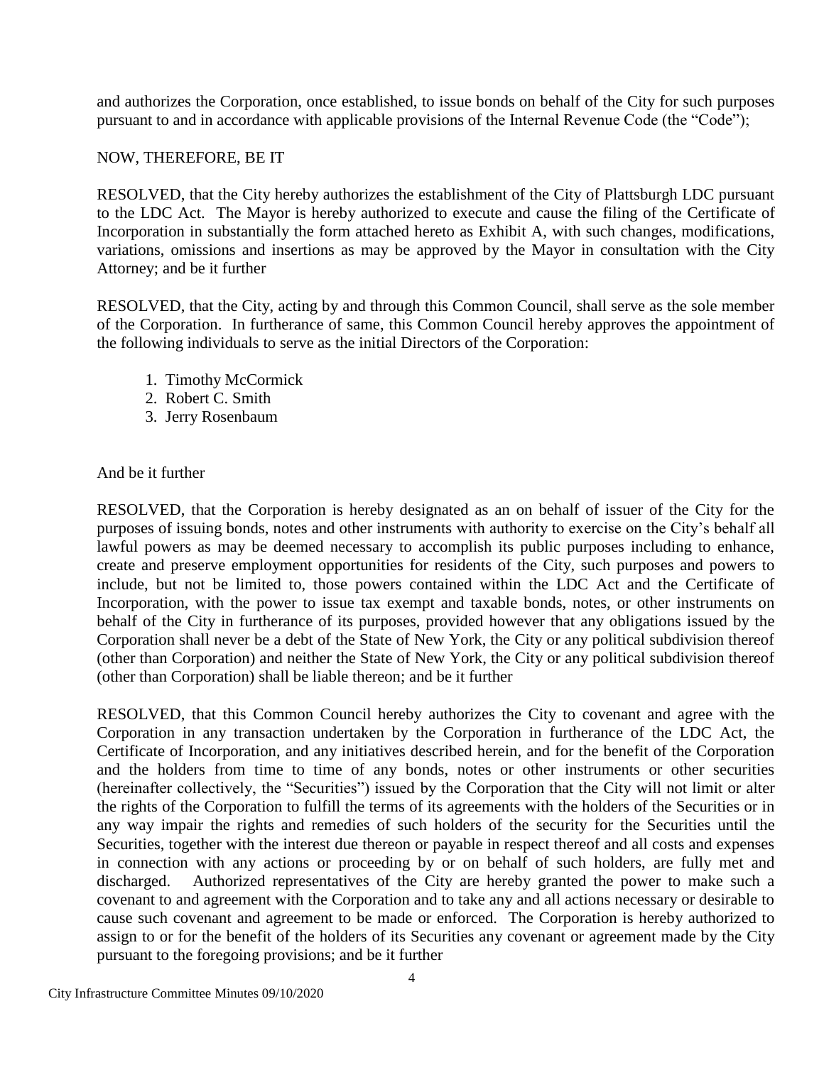and authorizes the Corporation, once established, to issue bonds on behalf of the City for such purposes pursuant to and in accordance with applicable provisions of the Internal Revenue Code (the "Code");

NOW, THEREFORE, BE IT

RESOLVED, that the City hereby authorizes the establishment of the City of Plattsburgh LDC pursuant to the LDC Act. The Mayor is hereby authorized to execute and cause the filing of the Certificate of Incorporation in substantially the form attached hereto as Exhibit A, with such changes, modifications, variations, omissions and insertions as may be approved by the Mayor in consultation with the City Attorney; and be it further

RESOLVED, that the City, acting by and through this Common Council, shall serve as the sole member of the Corporation. In furtherance of same, this Common Council hereby approves the appointment of the following individuals to serve as the initial Directors of the Corporation:

1. Timothy McCormick
2. Robert C. Smith
3. Jerry Rosenbaum

And be it further

RESOLVED, that the Corporation is hereby designated as an on behalf of issuer of the City for the purposes of issuing bonds, notes and other instruments with authority to exercise on the City's behalf all lawful powers as may be deemed necessary to accomplish its public purposes including to enhance, create and preserve employment opportunities for residents of the City, such purposes and powers to include, but not be limited to, those powers contained within the LDC Act and the Certificate of Incorporation, with the power to issue tax exempt and taxable bonds, notes, or other instruments on behalf of the City in furtherance of its purposes, provided however that any obligations issued by the Corporation shall never be a debt of the State of New York, the City or any political subdivision thereof (other than Corporation) and neither the State of New York, the City or any political subdivision thereof (other than Corporation) shall be liable thereon; and be it further

RESOLVED, that this Common Council hereby authorizes the City to covenant and agree with the Corporation in any transaction undertaken by the Corporation in furtherance of the LDC Act, the Certificate of Incorporation, and any initiatives described herein, and for the benefit of the Corporation and the holders from time to time of any bonds, notes or other instruments or other securities (hereinafter collectively, the "Securities") issued by the Corporation that the City will not limit or alter the rights of the Corporation to fulfill the terms of its agreements with the holders of the Securities or in any way impair the rights and remedies of such holders of the security for the Securities until the Securities, together with the interest due thereon or payable in respect thereof and all costs and expenses in connection with any actions or proceeding by or on behalf of such holders, are fully met and discharged. Authorized representatives of the City are hereby granted the power to make such a covenant to and agreement with the Corporation and to take any and all actions necessary or desirable to cause such covenant and agreement to be made or enforced. The Corporation is hereby authorized to assign to or for the benefit of the holders of its Securities any covenant or agreement made by the City pursuant to the foregoing provisions; and be it further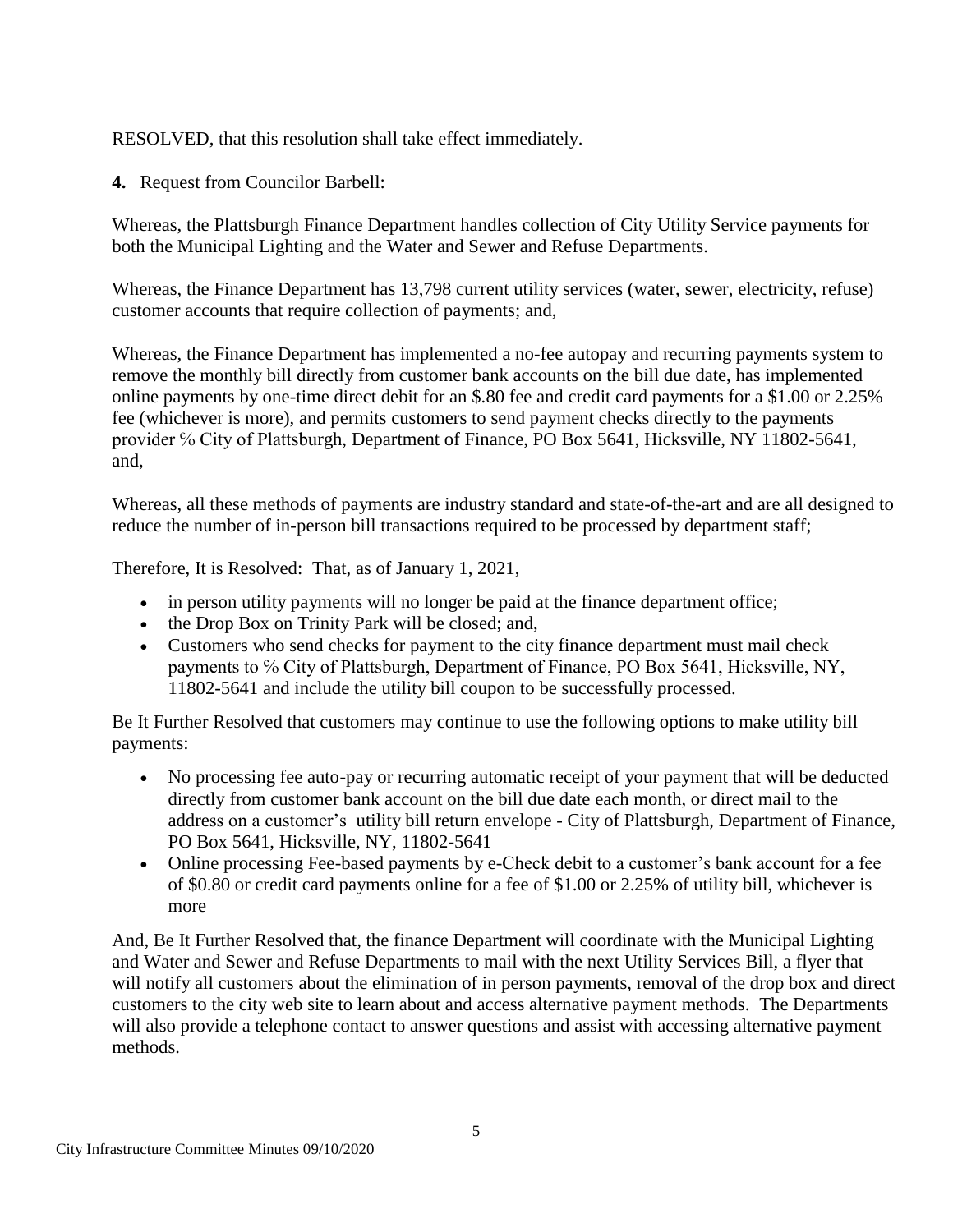RESOLVED, that this resolution shall take effect immediately.

**4.** Request from Councilor Barbell:

Whereas, the Plattsburgh Finance Department handles collection of City Utility Service payments for both the Municipal Lighting and the Water and Sewer and Refuse Departments.

Whereas, the Finance Department has 13,798 current utility services (water, sewer, electricity, refuse) customer accounts that require collection of payments; and,

Whereas, the Finance Department has implemented a no-fee autopay and recurring payments system to remove the monthly bill directly from customer bank accounts on the bill due date, has implemented online payments by one-time direct debit for an $.80 fee and credit card payments for a $1.00 or 2.25% fee (whichever is more), and permits customers to send payment checks directly to the payments provider ℅ City of Plattsburgh, Department of Finance, PO Box 5641, Hicksville, NY 11802-5641, and,

Whereas, all these methods of payments are industry standard and state-of-the-art and are all designed to reduce the number of in-person bill transactions required to be processed by department staff;

Therefore, It is Resolved: That, as of January 1, 2021,

- in person utility payments will no longer be paid at the finance department office;
- the Drop Box on Trinity Park will be closed; and,
- Customers who send checks for payment to the city finance department must mail check payments to ℅ City of Plattsburgh, Department of Finance, PO Box 5641, Hicksville, NY, 11802-5641 and include the utility bill coupon to be successfully processed.

Be It Further Resolved that customers may continue to use the following options to make utility bill payments:

- No processing fee auto-pay or recurring automatic receipt of your payment that will be deducted directly from customer bank account on the bill due date each month, or direct mail to the address on a customer's utility bill return envelope - City of Plattsburgh, Department of Finance, PO Box 5641, Hicksville, NY, 11802-5641
- Online processing Fee-based payments by e-Check debit to a customer's bank account for a fee of $0.80 or credit card payments online for a fee of $1.00 or 2.25% of utility bill, whichever is more

And, Be It Further Resolved that, the finance Department will coordinate with the Municipal Lighting and Water and Sewer and Refuse Departments to mail with the next Utility Services Bill, a flyer that will notify all customers about the elimination of in person payments, removal of the drop box and direct customers to the city web site to learn about and access alternative payment methods. The Departments will also provide a telephone contact to answer questions and assist with accessing alternative payment methods.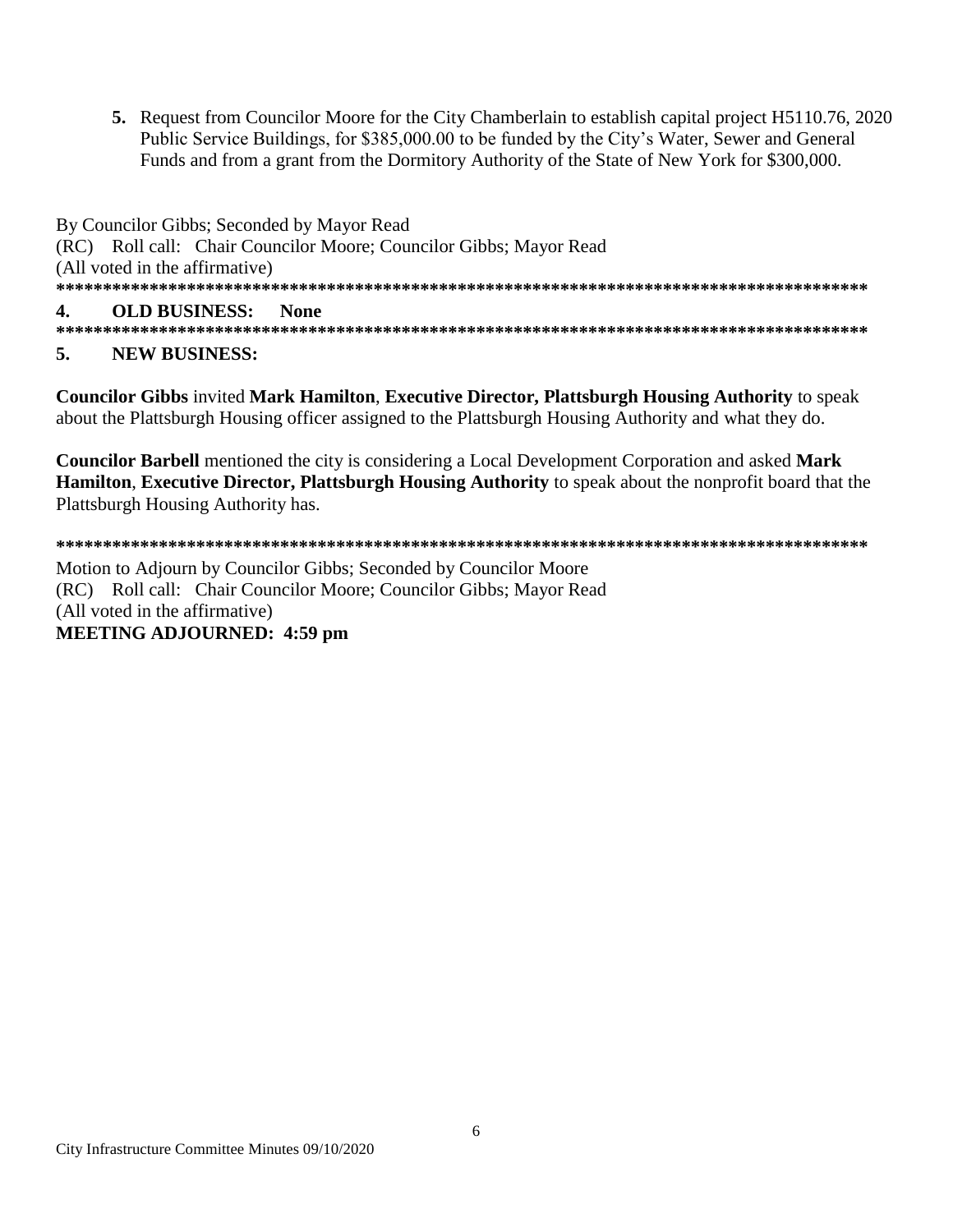5. Request from Councilor Moore for the City Chamberlain to establish capital project H5110.76, 2020 Public Service Buildings, for $385,000.00 to be funded by the City's Water, Sewer and General Funds and from a grant from the Dormitory Authority of the State of New York for $300,000.

By Councilor Gibbs; Seconded by Mayor Read
(RC) Roll call: Chair Councilor Moore; Councilor Gibbs; Mayor Read
(All voted in the affirmative)

******************************************************************************************

**4. OLD BUSINESS: None**

******************************************************************************************

**5. NEW BUSINESS:**

**Councilor Gibbs** invited **Mark Hamilton**, **Executive Director, Plattsburgh Housing Authority** to speak about the Plattsburgh Housing officer assigned to the Plattsburgh Housing Authority and what they do.

**Councilor Barbell** mentioned the city is considering a Local Development Corporation and asked **Mark Hamilton**, **Executive Director, Plattsburgh Housing Authority** to speak about the nonprofit board that the Plattsburgh Housing Authority has.

******************************************************************************************

Motion to Adjourn by Councilor Gibbs; Seconded by Councilor Moore
(RC) Roll call: Chair Councilor Moore; Councilor Gibbs; Mayor Read
(All voted in the affirmative)
**MEETING ADJOURNED: 4:59 pm**